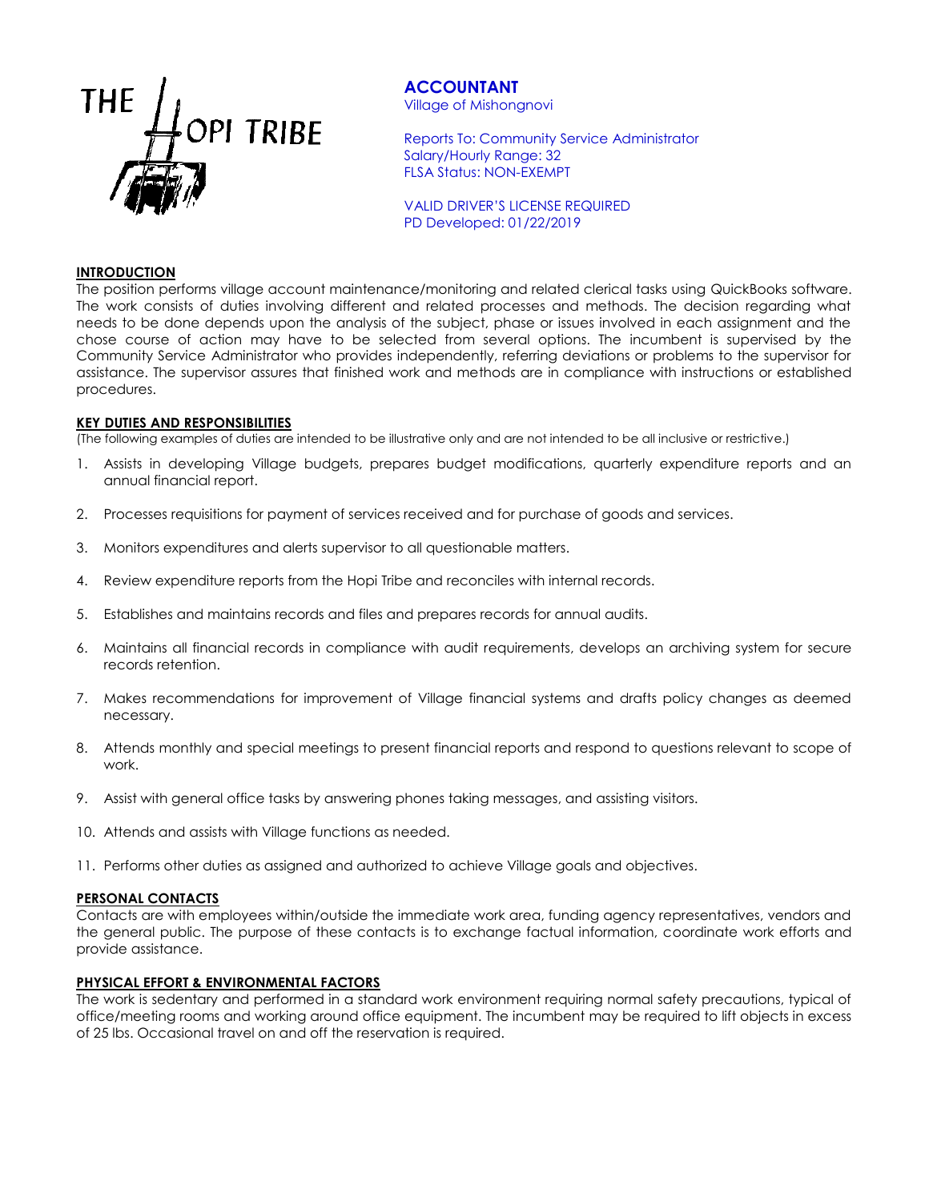THE HOPI TRIBE

# ACCOUNTANT

Village of Mishongnovi

Reports To: Community Service Administrator
Salary/Hourly Range: 32
FLSA Status: NON-EXEMPT

VALID DRIVER'S LICENSE REQUIRED
PD Developed: 01/22/2019

## INTRODUCTION

The position performs village account maintenance/monitoring and related clerical tasks using QuickBooks software. The work consists of duties involving different and related processes and methods. The decision regarding what needs to be done depends upon the analysis of the subject, phase or issues involved in each assignment and the chose course of action may have to be selected from several options. The incumbent is supervised by the Community Service Administrator who provides independently, referring deviations or problems to the supervisor for assistance. The supervisor assures that finished work and methods are in compliance with instructions or established procedures.

## KEY DUTIES AND RESPONSIBILITIES

(The following examples of duties are intended to be illustrative only and are not intended to be all inclusive or restrictive.)

1. Assists in developing Village budgets, prepares budget modifications, quarterly expenditure reports and an annual financial report.
2. Processes requisitions for payment of services received and for purchase of goods and services.
3. Monitors expenditures and alerts supervisor to all questionable matters.
4. Review expenditure reports from the Hopi Tribe and reconciles with internal records.
5. Establishes and maintains records and files and prepares records for annual audits.
6. Maintains all financial records in compliance with audit requirements, develops an archiving system for secure records retention.
7. Makes recommendations for improvement of Village financial systems and drafts policy changes as deemed necessary.
8. Attends monthly and special meetings to present financial reports and respond to questions relevant to scope of work.
9. Assist with general office tasks by answering phones taking messages, and assisting visitors.
10. Attends and assists with Village functions as needed.
11. Performs other duties as assigned and authorized to achieve Village goals and objectives.

## PERSONAL CONTACTS

Contacts are with employees within/outside the immediate work area, funding agency representatives, vendors and the general public. The purpose of these contacts is to exchange factual information, coordinate work efforts and provide assistance.

## PHYSICAL EFFORT & ENVIRONMENTAL FACTORS

The work is sedentary and performed in a standard work environment requiring normal safety precautions, typical of office/meeting rooms and working around office equipment. The incumbent may be required to lift objects in excess of 25 lbs. Occasional travel on and off the reservation is required.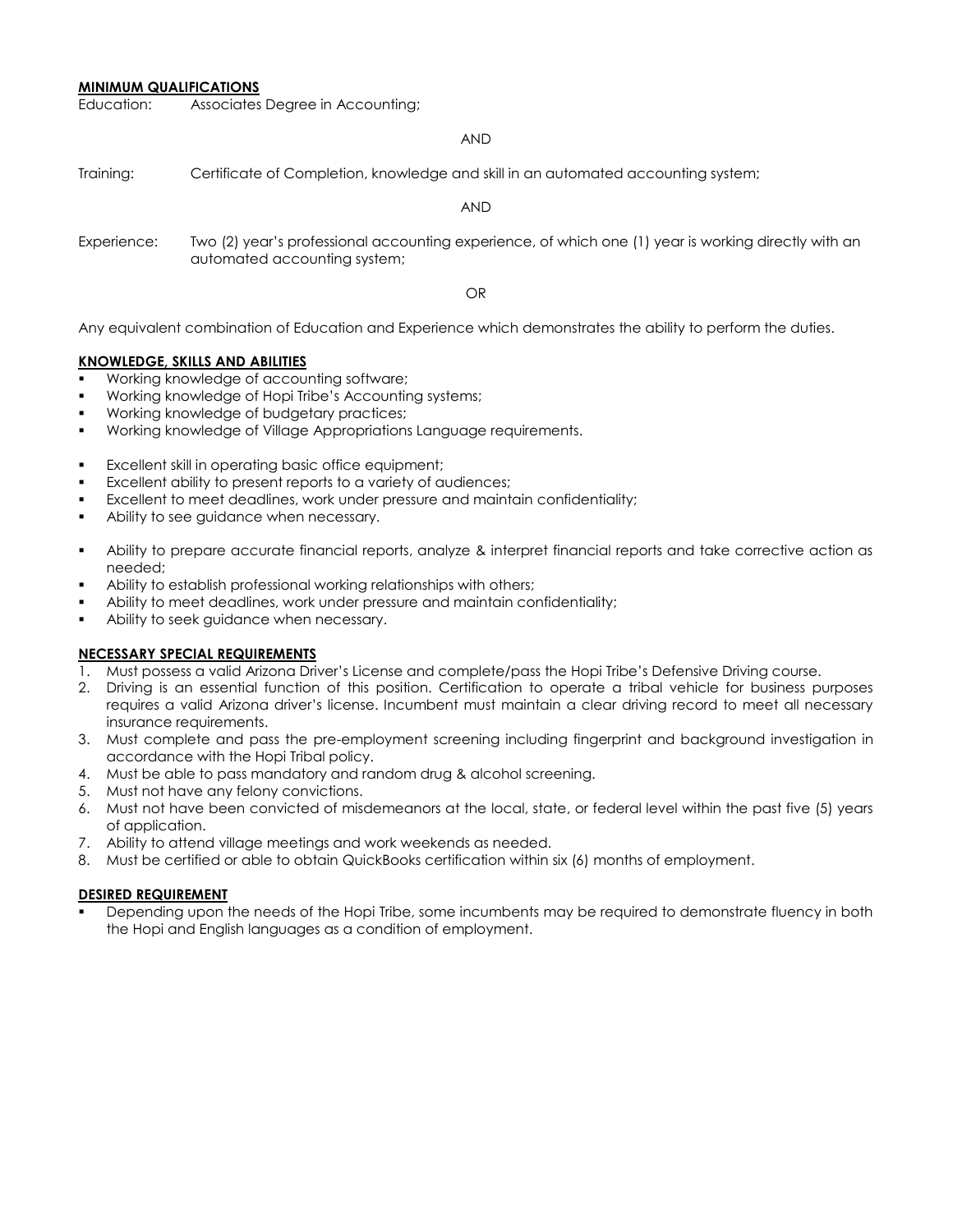**MINIMUM QUALIFICATIONS**

Education: Associates Degree in Accounting;

AND

Training: Certificate of Completion, knowledge and skill in an automated accounting system;

AND

Experience: Two (2) year's professional accounting experience, of which one (1) year is working directly with an automated accounting system;

OR

Any equivalent combination of Education and Experience which demonstrates the ability to perform the duties.

**KNOWLEDGE, SKILLS AND ABILITIES**

- Working knowledge of accounting software;
- Working knowledge of Hopi Tribe's Accounting systems;
- Working knowledge of budgetary practices;
- Working knowledge of Village Appropriations Language requirements.

- Excellent skill in operating basic office equipment;
- Excellent ability to present reports to a variety of audiences;
- Excellent to meet deadlines, work under pressure and maintain confidentiality;
- Ability to see guidance when necessary.

- Ability to prepare accurate financial reports, analyze & interpret financial reports and take corrective action as needed;
- Ability to establish professional working relationships with others;
- Ability to meet deadlines, work under pressure and maintain confidentiality;
- Ability to seek guidance when necessary.

**NECESSARY SPECIAL REQUIREMENTS**

1. Must possess a valid Arizona Driver's License and complete/pass the Hopi Tribe's Defensive Driving course.
2. Driving is an essential function of this position. Certification to operate a tribal vehicle for business purposes requires a valid Arizona driver's license. Incumbent must maintain a clear driving record to meet all necessary insurance requirements.
3. Must complete and pass the pre-employment screening including fingerprint and background investigation in accordance with the Hopi Tribal policy.
4. Must be able to pass mandatory and random drug & alcohol screening.
5. Must not have any felony convictions.
6. Must not have been convicted of misdemeanors at the local, state, or federal level within the past five (5) years of application.
7. Ability to attend village meetings and work weekends as needed.
8. Must be certified or able to obtain QuickBooks certification within six (6) months of employment.

**DESIRED REQUIREMENT**

- Depending upon the needs of the Hopi Tribe, some incumbents may be required to demonstrate fluency in both the Hopi and English languages as a condition of employment.